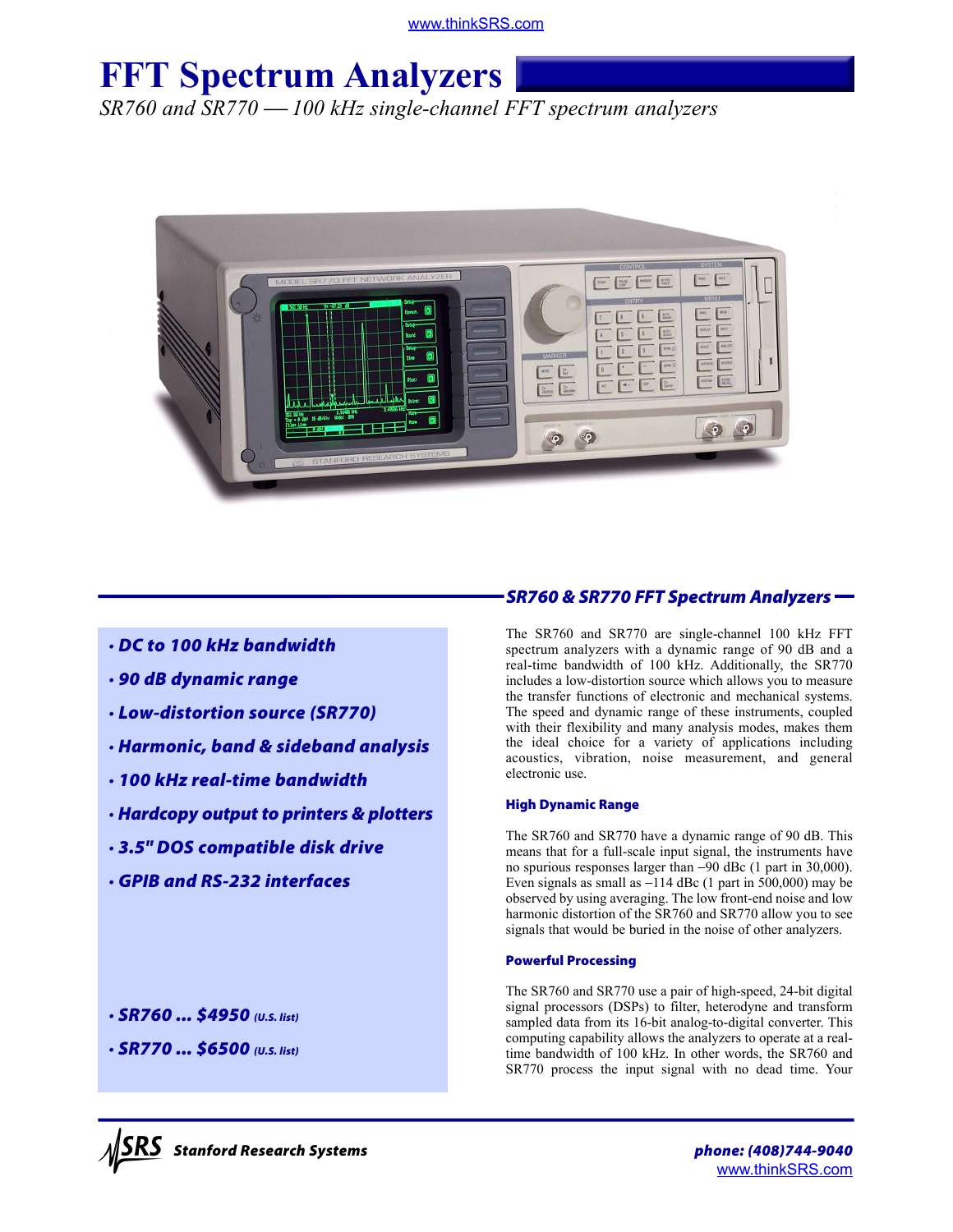# FFT Spectrum Analyzers

*SR760 and SR770 — 100 kHz single-channel FFT spectrum analyzers*

- ***DC to 100 kHz bandwidth***
- ***90 dB dynamic range***
- ***Low-distortion source (SR770)***
- ***Harmonic, band & sideband analysis***
- ***100 kHz real-time bandwidth***
- ***Hardcopy output to printers & plotters***
- ***3.5" DOS compatible disk drive***
- ***GPIB and RS-232 interfaces***

- ***SR760 ... $4950*** *(U.S. list)*
- ***SR770 ... $6500*** *(U.S. list)*

## SR760 & SR770 FFT Spectrum Analyzers

The SR760 and SR770 are single-channel 100 kHz FFT spectrum analyzers with a dynamic range of 90 dB and a real-time bandwidth of 100 kHz. Additionally, the SR770 includes a low-distortion source which allows you to measure the transfer functions of electronic and mechanical systems. The speed and dynamic range of these instruments, coupled with their flexibility and many analysis modes, makes them the ideal choice for a variety of applications including acoustics, vibration, noise measurement, and general electronic use.

### High Dynamic Range

The SR760 and SR770 have a dynamic range of 90 dB. This means that for a full-scale input signal, the instruments have no spurious responses larger than –90 dBc (1 part in 30,000). Even signals as small as –114 dBc (1 part in 500,000) may be observed by using averaging. The low front-end noise and low harmonic distortion of the SR760 and SR770 allow you to see signals that would be buried in the noise of other analyzers.

### Powerful Processing

The SR760 and SR770 use a pair of high-speed, 24-bit digital signal processors (DSPs) to filter, heterodyne and transform sampled data from its 16-bit analog-to-digital converter. This computing capability allows the analyzers to operate at a real-time bandwidth of 100 kHz. In other words, the SR760 and SR770 process the input signal with no dead time. Your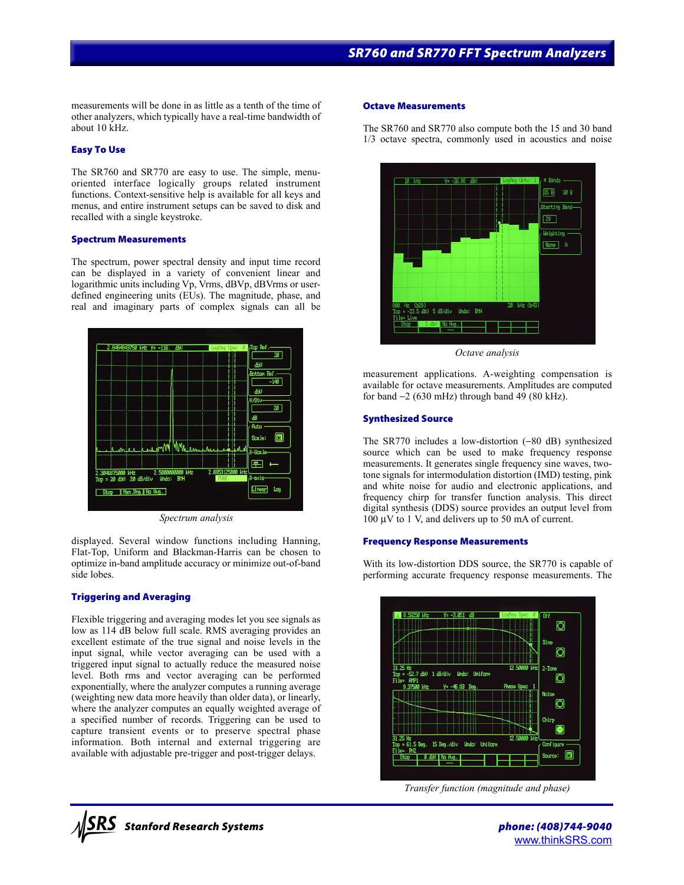measurements will be done in as little as a tenth of the time of other analyzers, which typically have a real-time bandwidth of about 10 kHz.

### Easy To Use

The SR760 and SR770 are easy to use. The simple, menu-oriented interface logically groups related instrument functions. Context-sensitive help is available for all keys and menus, and entire instrument setups can be saved to disk and recalled with a single keystroke.

### Spectrum Measurements

The spectrum, power spectral density and input time record can be displayed in a variety of convenient linear and logarithmic units including Vp, Vrms, dBVp, dBVrms or user-defined engineering units (EUs). The magnitude, phase, and real and imaginary parts of complex signals can all be displayed. Several window functions including Hanning, Flat-Top, Uniform and Blackman-Harris can be chosen to optimize in-band amplitude accuracy or minimize out-of-band side lobes.

*Spectrum analysis*

### Triggering and Averaging

Flexible triggering and averaging modes let you see signals as low as 114 dB below full scale. RMS averaging provides an excellent estimate of the true signal and noise levels in the input signal, while vector averaging can be used with a triggered input signal to actually reduce the measured noise level. Both rms and vector averaging can be performed exponentially, where the analyzer computes a running average (weighting new data more heavily than older data), or linearly, where the analyzer computes an equally weighted average of a specified number of records. Triggering can be used to capture transient events or to preserve spectral phase information. Both internal and external triggering are available with adjustable pre-trigger and post-trigger delays.

### Octave Measurements

The SR760 and SR770 also compute both the 15 and 30 band 1/3 octave spectra, commonly used in acoustics and noise measurement applications. A-weighting compensation is available for octave measurements. Amplitudes are computed for band −2 (630 mHz) through band 49 (80 kHz).

*Octave analysis*

### Synthesized Source

The SR770 includes a low-distortion (−80 dB) synthesized source which can be used to make frequency response measurements. It generates single frequency sine waves, two-tone signals for intermodulation distortion (IMD) testing, pink and white noise for audio and electronic applications, and frequency chirp for transfer function analysis. This direct digital synthesis (DDS) source provides an output level from 100 µV to 1 V, and delivers up to 50 mA of current.

### Frequency Response Measurements

With its low-distortion DDS source, the SR770 is capable of performing accurate frequency response measurements. The

*Transfer function (magnitude and phase)*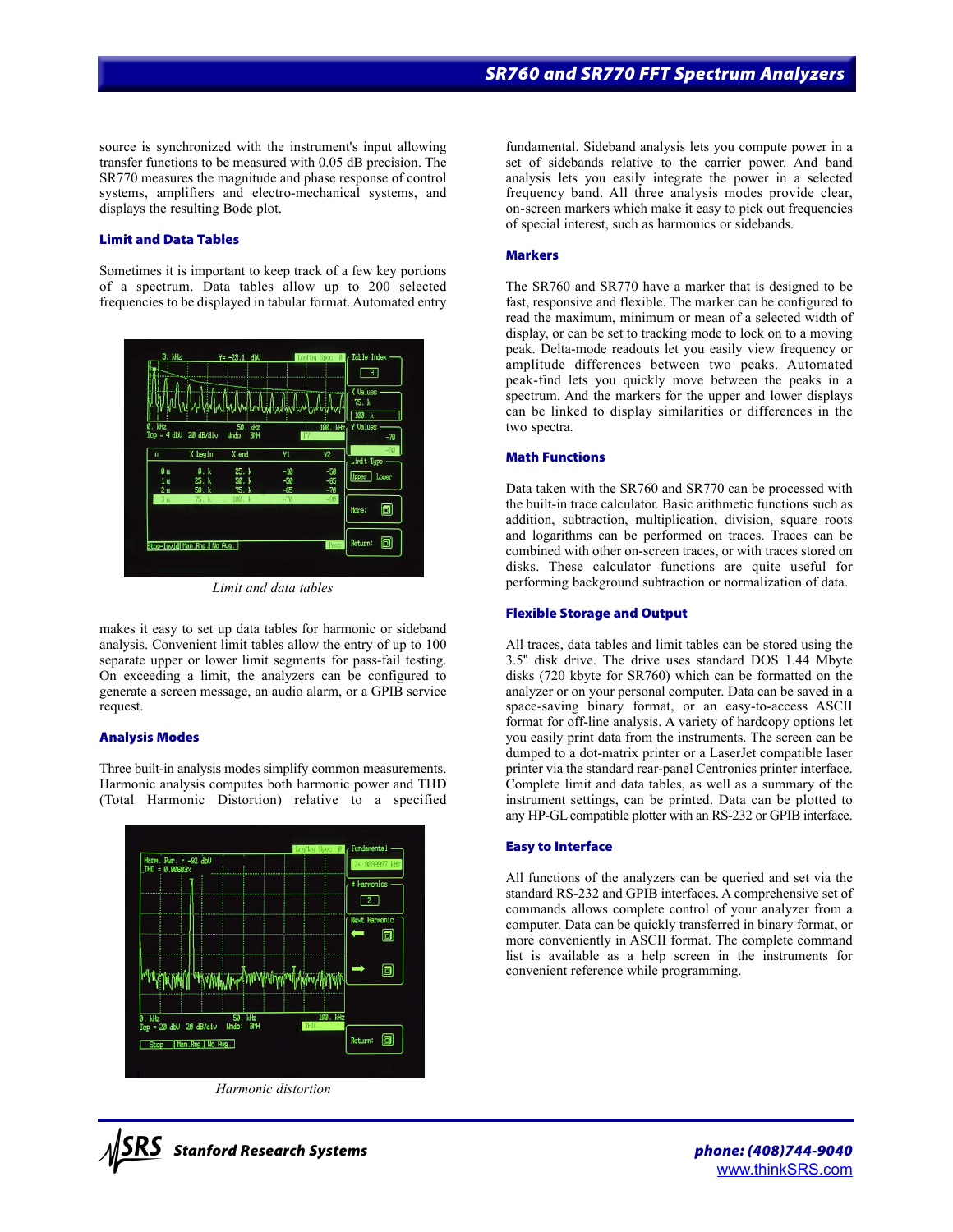source is synchronized with the instrument's input allowing transfer functions to be measured with 0.05 dB precision. The SR770 measures the magnitude and phase response of control systems, amplifiers and electro-mechanical systems, and displays the resulting Bode plot.

### Limit and Data Tables

Sometimes it is important to keep track of a few key portions of a spectrum. Data tables allow up to 200 selected frequencies to be displayed in tabular format. Automated entry makes it easy to set up data tables for harmonic or sideband analysis. Convenient limit tables allow the entry of up to 100 separate upper or lower limit segments for pass-fail testing. On exceeding a limit, the analyzers can be configured to generate a screen message, an audio alarm, or a GPIB service request.

*Limit and data tables*

### Analysis Modes

Three built-in analysis modes simplify common measurements. Harmonic analysis computes both harmonic power and THD (Total Harmonic Distortion) relative to a specified fundamental. Sideband analysis lets you compute power in a set of sidebands relative to the carrier power. And band analysis lets you easily integrate the power in a selected frequency band. All three analysis modes provide clear, on-screen markers which make it easy to pick out frequencies of special interest, such as harmonics or sidebands.

*Harmonic distortion*

### Markers

The SR760 and SR770 have a marker that is designed to be fast, responsive and flexible. The marker can be configured to read the maximum, minimum or mean of a selected width of display, or can be set to tracking mode to lock on to a moving peak. Delta-mode readouts let you easily view frequency or amplitude differences between two peaks. Automated peak-find lets you quickly move between the peaks in a spectrum. And the markers for the upper and lower displays can be linked to display similarities or differences in the two spectra.

### Math Functions

Data taken with the SR760 and SR770 can be processed with the built-in trace calculator. Basic arithmetic functions such as addition, subtraction, multiplication, division, square roots and logarithms can be performed on traces. Traces can be combined with other on-screen traces, or with traces stored on disks. These calculator functions are quite useful for performing background subtraction or normalization of data.

### Flexible Storage and Output

All traces, data tables and limit tables can be stored using the 3.5" disk drive. The drive uses standard DOS 1.44 Mbyte disks (720 kbyte for SR760) which can be formatted on the analyzer or on your personal computer. Data can be saved in a space-saving binary format, or an easy-to-access ASCII format for off-line analysis. A variety of hardcopy options let you easily print data from the instruments. The screen can be dumped to a dot-matrix printer or a LaserJet compatible laser printer via the standard rear-panel Centronics printer interface. Complete limit and data tables, as well as a summary of the instrument settings, can be printed. Data can be plotted to any HP-GL compatible plotter with an RS-232 or GPIB interface.

### Easy to Interface

All functions of the analyzers can be queried and set via the standard RS-232 and GPIB interfaces. A comprehensive set of commands allows complete control of your analyzer from a computer. Data can be quickly transferred in binary format, or more conveniently in ASCII format. The complete command list is available as a help screen in the instruments for convenient reference while programming.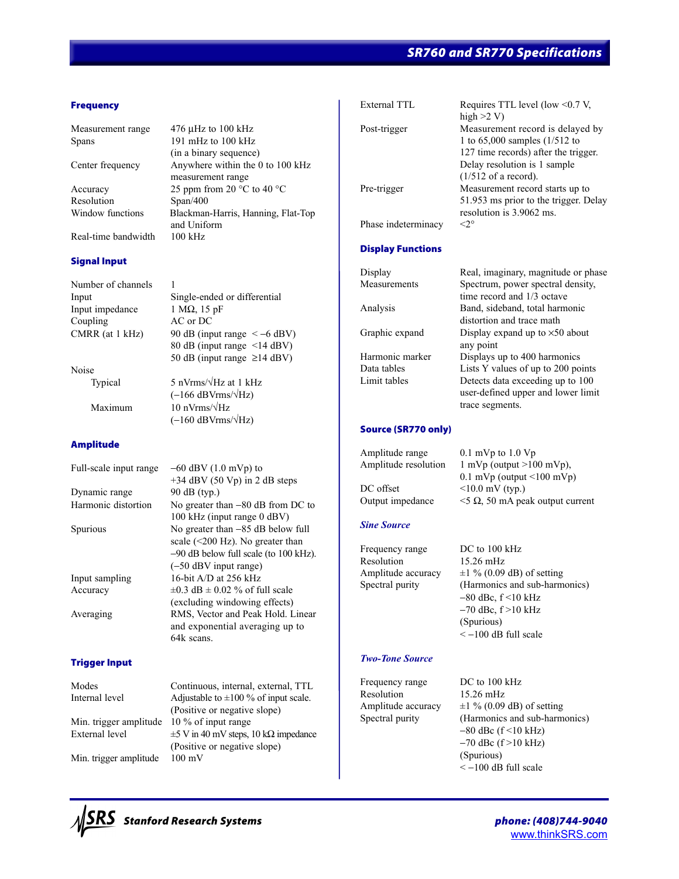# SR760 and SR770 Specifications

## Frequency

| | |
|---|---|
| Measurement range | 476 µHz to 100 kHz |
| Spans | 191 mHz to 100 kHz (in a binary sequence) |
| Center frequency | Anywhere within the 0 to 100 kHz measurement range |
| Accuracy | 25 ppm from 20 °C to 40 °C |
| Resolution | Span/400 |
| Window functions | Blackman-Harris, Hanning, Flat-Top and Uniform |
| Real-time bandwidth | 100 kHz |

## Signal Input

| | |
|---|---|
| Number of channels | 1 |
| Input | Single-ended or differential |
| Input impedance | 1 MΩ, 15 pF |
| Coupling | AC or DC |
| CMRR (at 1 kHz) | 90 dB (input range < −6 dBV)<br>80 dB (input range <14 dBV)<br>50 dB (input range ≥14 dBV) |
| Noise | |
| Typical | 5 nVrms/√Hz at 1 kHz (−166 dBVrms/√Hz) |
| Maximum | 10 nVrms/√Hz (−160 dBVrms/√Hz) |

## Amplitude

| | |
|---|---|
| Full-scale input range | −60 dBV (1.0 mVp) to +34 dBV (50 Vp) in 2 dB steps |
| Dynamic range | 90 dB (typ.) |
| Harmonic distortion | No greater than −80 dB from DC to 100 kHz (input range 0 dBV) |
| Spurious | No greater than −85 dB below full scale (<200 Hz). No greater than −90 dB below full scale (to 100 kHz). (−50 dBV input range) |
| Input sampling | 16-bit A/D at 256 kHz |
| Accuracy | ±0.3 dB ± 0.02 % of full scale (excluding windowing effects) |
| Averaging | RMS, Vector and Peak Hold. Linear and exponential averaging up to 64k scans. |

## Trigger Input

| | |
|---|---|
| Modes | Continuous, internal, external, TTL |
| Internal level | Adjustable to ±100 % of input scale. (Positive or negative slope) |
| Min. trigger amplitude | 10 % of input range |
| External level | ±5 V in 40 mV steps, 10 kΩ impedance (Positive or negative slope) |
| Min. trigger amplitude | 100 mV |
| External TTL | Requires TTL level (low <0.7 V, high >2 V) |
| Post-trigger | Measurement record is delayed by 1 to 65,000 samples (1/512 to 127 time records) after the trigger. Delay resolution is 1 sample (1/512 of a record). |
| Pre-trigger | Measurement record starts up to 51.953 ms prior to the trigger. Delay resolution is 3.9062 ms. |
| Phase indeterminacy | <2° |

## Display Functions

| | |
|---|---|
| Display | Real, imaginary, magnitude or phase |
| Measurements | Spectrum, power spectral density, time record and 1/3 octave |
| Analysis | Band, sideband, total harmonic distortion and trace math |
| Graphic expand | Display expand up to ×50 about any point |
| Harmonic marker | Displays up to 400 harmonics |
| Data tables | Lists Y values of up to 200 points |
| Limit tables | Detects data exceeding up to 100 user-defined upper and lower limit trace segments. |

## Source (SR770 only)

| | |
|---|---|
| Amplitude range | 0.1 mVp to 1.0 Vp |
| Amplitude resolution | 1 mVp (output >100 mVp),<br>0.1 mVp (output <100 mVp) |
| DC offset | <10.0 mV (typ.) |
| Output impedance | <5 Ω, 50 mA peak output current |

### *Sine Source*

| | |
|---|---|
| Frequency range | DC to 100 kHz |
| Resolution | 15.26 mHz |
| Amplitude accuracy | ±1 % (0.09 dB) of setting |
| Spectral purity | (Harmonics and sub-harmonics)<br>−80 dBc, f <10 kHz<br>−70 dBc, f >10 kHz<br>(Spurious)<br>< −100 dB full scale |

### *Two-Tone Source*

| | |
|---|---|
| Frequency range | DC to 100 kHz |
| Resolution | 15.26 mHz |
| Amplitude accuracy | ±1 % (0.09 dB) of setting |
| Spectral purity | (Harmonics and sub-harmonics)<br>−80 dBc (f <10 kHz)<br>−70 dBc (f >10 kHz)<br>(Spurious)<br>< −100 dB full scale |

**Stanford Research Systems**

phone: (408)744-9040
www.thinkSRS.com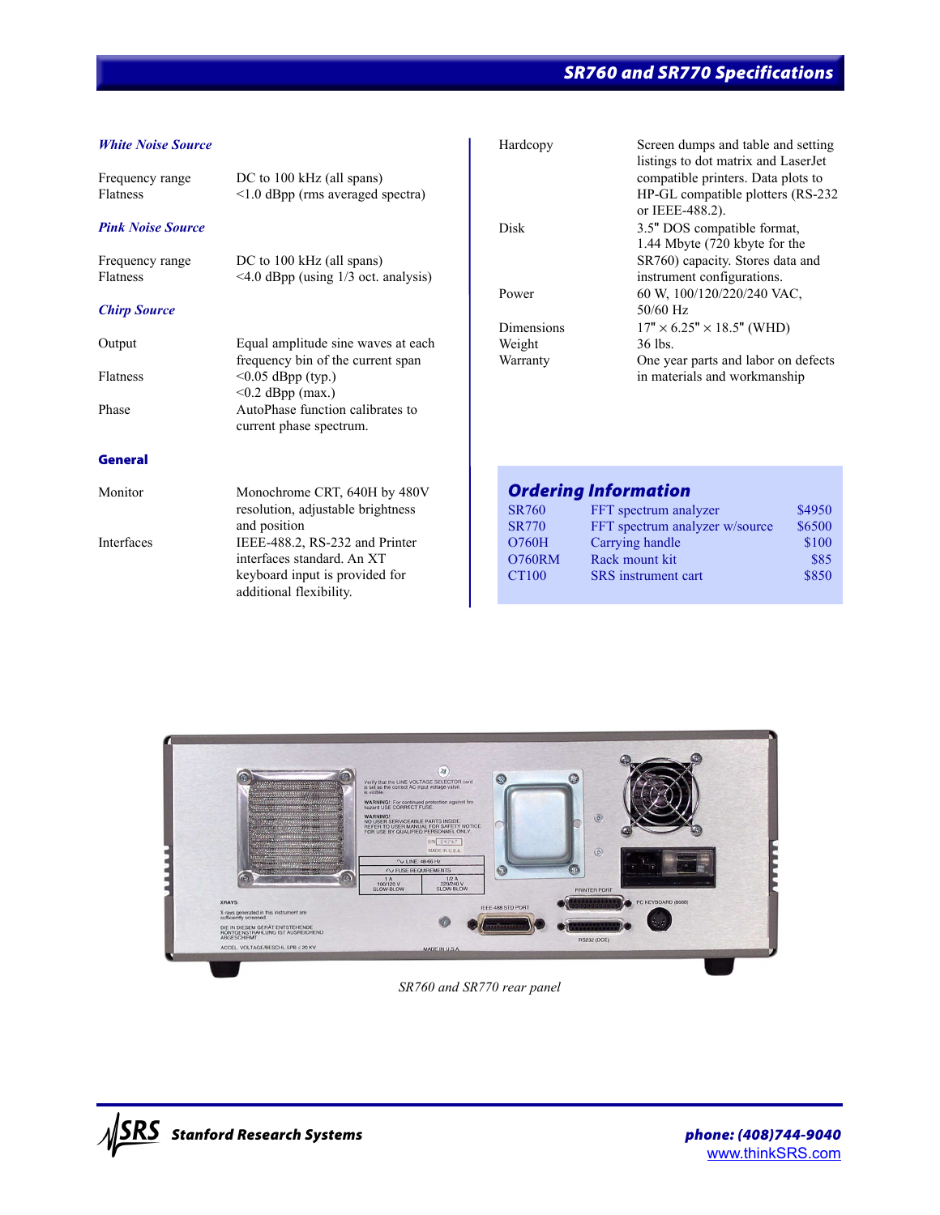### White Noise Source

| | |
|---|---|
| Frequency range | DC to 100 kHz (all spans) |
| Flatness | <1.0 dBpp (rms averaged spectra) |

### Pink Noise Source

| | |
|---|---|
| Frequency range | DC to 100 kHz (all spans) |
| Flatness | <4.0 dBpp (using 1/3 oct. analysis) |

### Chirp Source

| | |
|---|---|
| Output | Equal amplitude sine waves at each frequency bin of the current span |
| Flatness | <0.05 dBpp (typ.)<br><0.2 dBpp (max.) |
| Phase | AutoPhase function calibrates to current phase spectrum. |

### General

| | |
|---|---|
| Monitor | Monochrome CRT, 640H by 480V resolution, adjustable brightness and position |
| Interfaces | IEEE-488.2, RS-232 and Printer interfaces standard. An XT keyboard input is provided for additional flexibility. |
| Hardcopy | Screen dumps and table and setting listings to dot matrix and LaserJet compatible printers. Data plots to HP-GL compatible plotters (RS-232 or IEEE-488.2). |
| Disk | 3.5" DOS compatible format, 1.44 Mbyte (720 kbyte for the SR760) capacity. Stores data and instrument configurations. |
| Power | 60 W, 100/120/220/240 VAC, 50/60 Hz |
| Dimensions | 17" × 6.25" × 18.5" (WHD) |
| Weight | 36 lbs. |
| Warranty | One year parts and labor on defects in materials and workmanship |

## Ordering Information

| | | |
|---|---|---|
| SR760 | FFT spectrum analyzer | $4950 |
| SR770 | FFT spectrum analyzer w/source | $6500 |
| O760H | Carrying handle | $100 |
| O760RM | Rack mount kit | $85 |
| CT100 | SRS instrument cart | $850 |

*SR760 and SR770 rear panel*